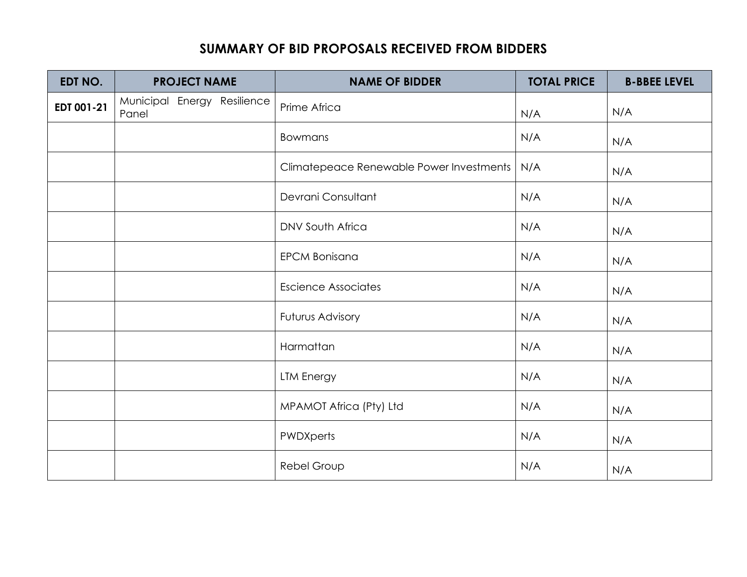# SUMMARY OF BID PROPOSALS RECEIVED FROM BIDDERS

| EDT NO. | PROJECT NAME | NAME OF BIDDER | TOTAL PRICE | B-BBEE LEVEL |
|---|---|---|---|---|
| **EDT 001-21** | Municipal Energy Resilience Panel | Prime Africa | N/A | N/A |
| | | Bowmans | N/A | N/A |
| | | Climatepeace Renewable Power Investments | N/A | N/A |
| | | Devrani Consultant | N/A | N/A |
| | | DNV South Africa | N/A | N/A |
| | | EPCM Bonisana | N/A | N/A |
| | | Escience Associates | N/A | N/A |
| | | Futurus Advisory | N/A | N/A |
| | | Harmattan | N/A | N/A |
| | | LTM Energy | N/A | N/A |
| | | MPAMOT Africa (Pty) Ltd | N/A | N/A |
| | | PWDXperts | N/A | N/A |
| | | Rebel Group | N/A | N/A |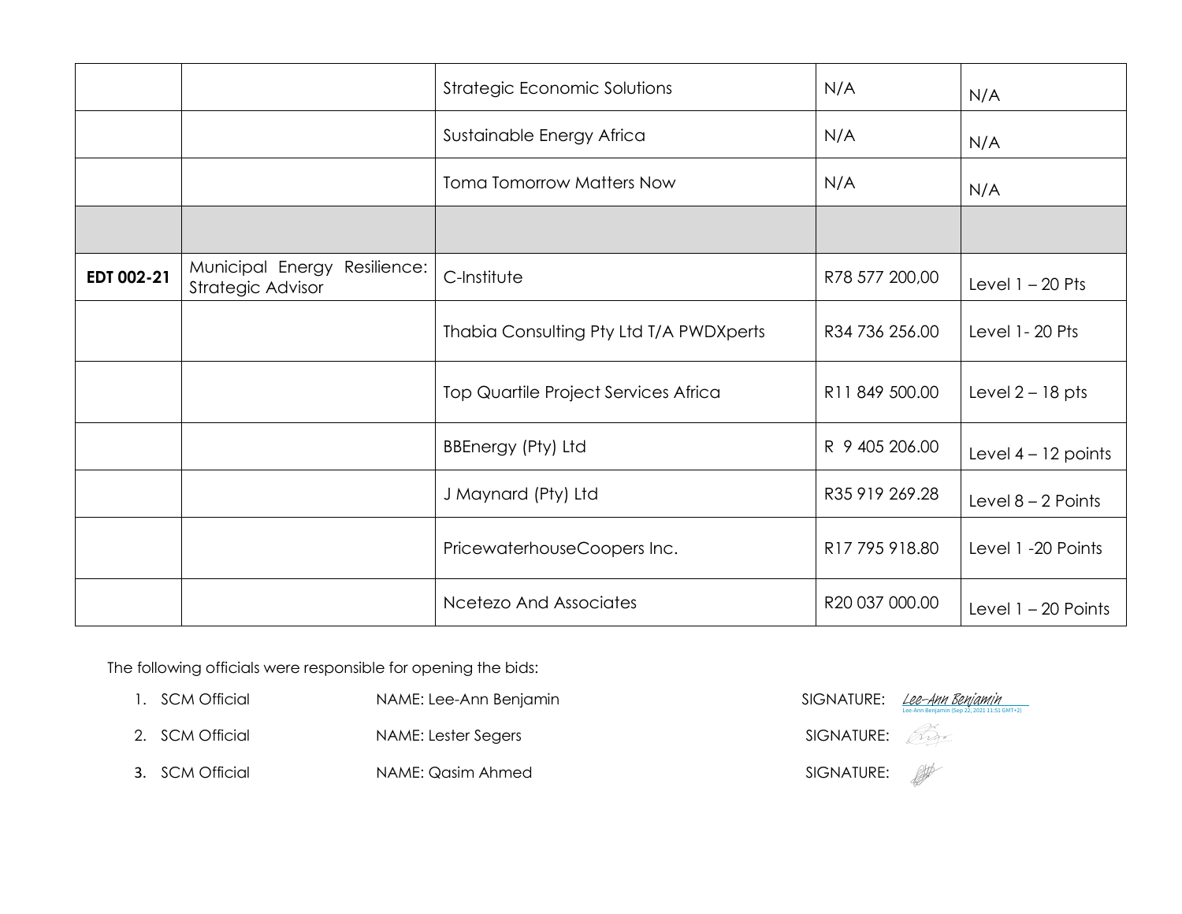| | | Strategic Economic Solutions | N/A | N/A |
|---|---|---|---|---|
| | | Sustainable Energy Africa | N/A | N/A |
| | | Toma Tomorrow Matters Now | N/A | N/A |
| | | | | |
| **EDT 002-21** | Municipal Energy Resilience: Strategic Advisor | C-Institute | R78 577 200,00 | Level 1 – 20 Pts |
| | | Thabia Consulting Pty Ltd T/A PWDXperts | R34 736 256.00 | Level 1- 20 Pts |
| | | Top Quartile Project Services Africa | R11 849 500.00 | Level 2 – 18 pts |
| | | BBEnergy (Pty) Ltd | R 9 405 206.00 | Level 4 – 12 points |
| | | J Maynard (Pty) Ltd | R35 919 269.28 | Level 8 – 2 Points |
| | | PricewaterhouseCoopers Inc. | R17 795 918.80 | Level 1 -20 Points |
| | | Ncetezo And Associates | R20 037 000.00 | Level 1 – 20 Points |

The following officials were responsible for opening the bids:

1. SCM Official NAME: Lee-Ann Benjamin SIGNATURE: *Lee-Ann Benjamin* (Lee-Ann Benjamin (Sep 22, 2021 11:51 GMT+2))
2. SCM Official NAME: Lester Segers SIGNATURE:
3. SCM Official NAME: Qasim Ahmed SIGNATURE: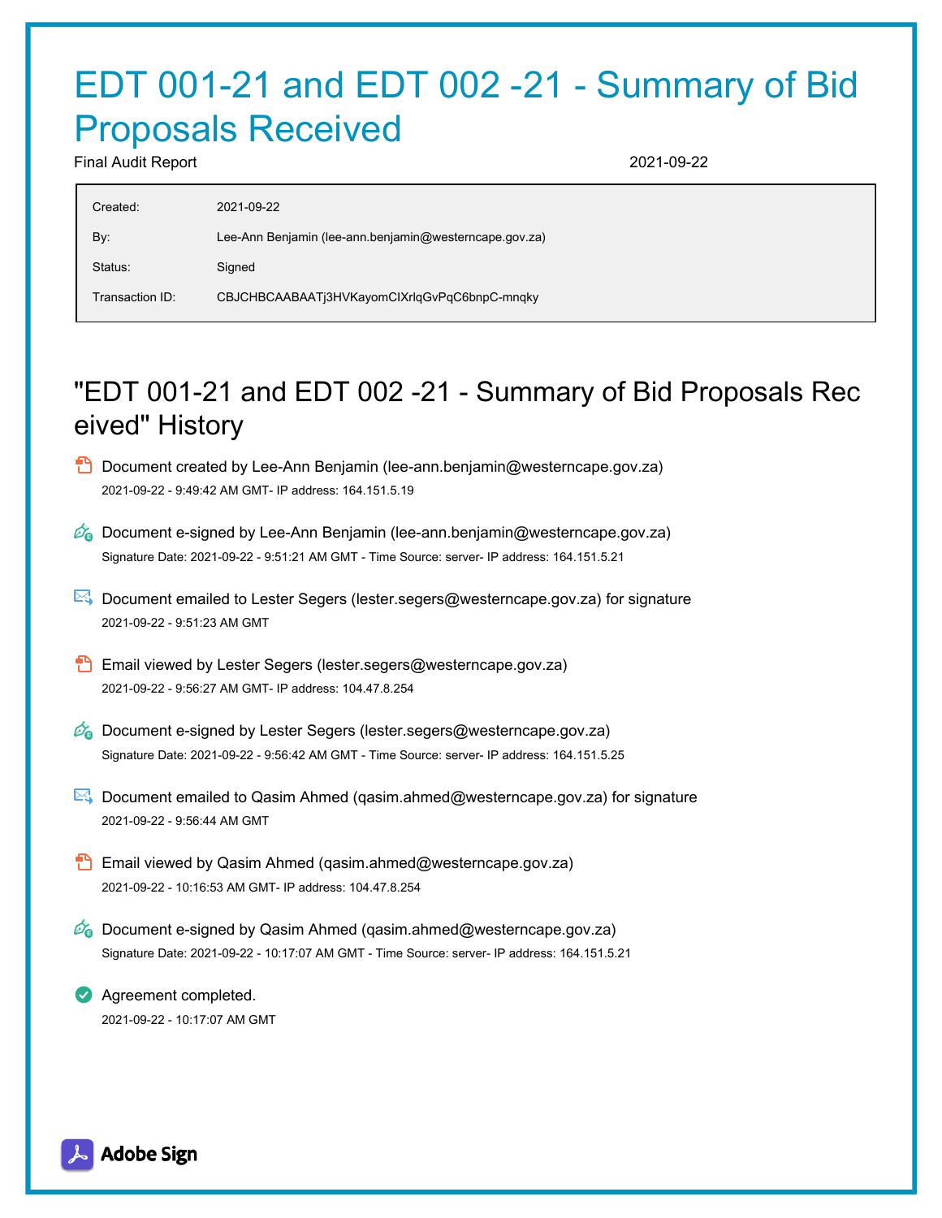# EDT 001-21 and EDT 002 -21 - Summary of Bid Proposals Received

Final Audit Report 2021-09-22

| | |
|---|---|
| Created: | 2021-09-22 |
| By: | Lee-Ann Benjamin (lee-ann.benjamin@westerncape.gov.za) |
| Status: | Signed |
| Transaction ID: | CBJCHBCAABAATj3HVKayomCIXrlqGvPqC6bnpC-mnqky |

## "EDT 001-21 and EDT 002 -21 - Summary of Bid Proposals Received" History

- Document created by Lee-Ann Benjamin (lee-ann.benjamin@westerncape.gov.za)
  2021-09-22 - 9:49:42 AM GMT- IP address: 164.151.5.19

- Document e-signed by Lee-Ann Benjamin (lee-ann.benjamin@westerncape.gov.za)
  Signature Date: 2021-09-22 - 9:51:21 AM GMT - Time Source: server- IP address: 164.151.5.21

- Document emailed to Lester Segers (lester.segers@westerncape.gov.za) for signature
  2021-09-22 - 9:51:23 AM GMT

- Email viewed by Lester Segers (lester.segers@westerncape.gov.za)
  2021-09-22 - 9:56:27 AM GMT- IP address: 104.47.8.254

- Document e-signed by Lester Segers (lester.segers@westerncape.gov.za)
  Signature Date: 2021-09-22 - 9:56:42 AM GMT - Time Source: server- IP address: 164.151.5.25

- Document emailed to Qasim Ahmed (qasim.ahmed@westerncape.gov.za) for signature
  2021-09-22 - 9:56:44 AM GMT

- Email viewed by Qasim Ahmed (qasim.ahmed@westerncape.gov.za)
  2021-09-22 - 10:16:53 AM GMT- IP address: 104.47.8.254

- Document e-signed by Qasim Ahmed (qasim.ahmed@westerncape.gov.za)
  Signature Date: 2021-09-22 - 10:17:07 AM GMT - Time Source: server- IP address: 164.151.5.21

- Agreement completed.
  2021-09-22 - 10:17:07 AM GMT

Adobe Sign